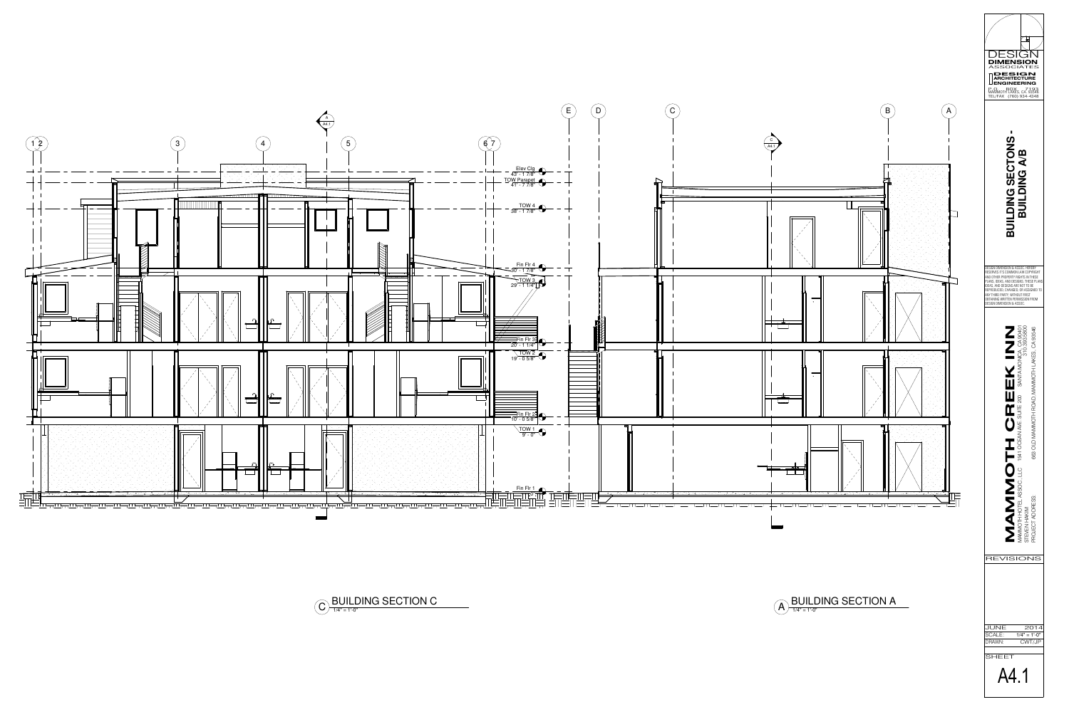# BUILDING SECTONS - BUILDING A/B

Elev Clg
43' - 1 7/8"

TOW Parapet
41' - 7 7/8"

TOW 4
38' - 1 7/8"

Fin Flr 4
30' - 1 7/8"

TOW 3
29' - 1 1/4"

Fin Flr 3
20' - 1 1/4"

TOW 2
19' - 0 5/8"

Fin Flr 2
10' - 0 5/8"

TOW 1
9' - 0"

Fin Flr 1
0' - 0"

C — BUILDING SECTION C — 1/4" = 1'-0"

A — BUILDING SECTION A — 1/4" = 1'-0"

DESIGN DIMENSION ASSOCIATES

DESIGN ARCHITECTURE ENGINEERING

P.O. BOX 7193
MAMMOTH LAKES, CA 93546
TEL/FAX (760) 934-4348

DESIGN DIMENSION & ASSOC. HEREBY RESERVES ITS COMMON LAW COPYRIGHT AND OTHER PROPERTY RIGHTS IN THESE PLANS, IDEAS, AND DESIGNS. THESE PLANS IDEAS, AND DESIGNS ARE NOT TO BE REPRODUCED, CHANGED, OR ASSIGNED TO ANY THIRD PARTY, WITHOUT FIRST OBTAINING WRITTEN PERMISSION FROM DESIGN DIMENSION & ASSOC.

## MAMMOTH CREEK INN

MAMMOTH HOTEL ASSOC. LLC 1541 OCEAN AVE. SUITE 200 SANTA MONICA, CA 90401
STEVEN HAKIM 310-393-5900
PROJECT ADDRESS: 663 OLD MAMMOTH ROAD, MAMMOTH LAKES, CA 93546

REVISIONS

| | |
|---|---|
| JUNE | 2014 |
| SCALE: | 1/4" = 1'-0" |
| DRAWN: | CWT/JP |

SHEET

A4.1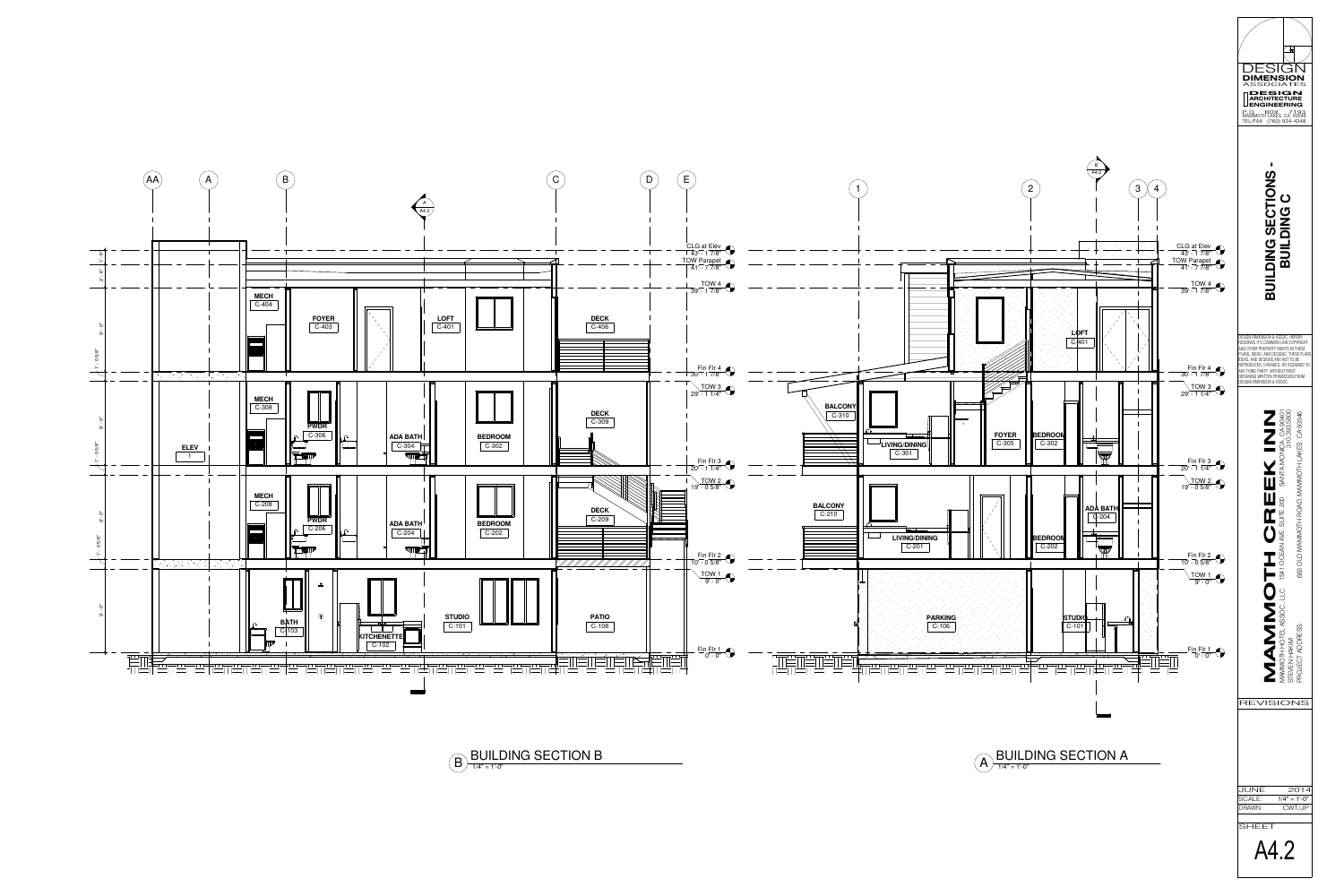# BUILDING SECTIONS - BUILDING C

## MAMMOTH CREEK INN

MAMMOTH HOTEL ASSOC. LLC
1541 OCEAN AVE. SUITE 200 SANTA MONICA, CA 90401
STEVEN HAKIM (310) 395-5900
PROJECT ADDRESS: 663 OLD MAMMOTH ROAD, MAMMOTH LAKES, CA 93546

DESIGN DIMENSION ASSOCIATES
DESIGN ARCHITECTURE ENGINEERING
P.O. BOX 7193
MAMMOTH LAKES, CA 93546
TEL/FAX (760) 934-4348

DESIGN DIMENSION & ASSOC. HEREBY RESERVES IT'S COMMON LAW COPYRIGHT AND OTHER PROPERTY RIGHTS IN THESE PLANS, IDEAS, AND DESIGNS. THESE PLANS IDEAS, AND DESIGNS ARE NOT TO BE REPRODUCED, CHANGED, OR ASSIGNED TO ANY THIRD PARTY WITHOUT FIRST OBTAINING WRITTEN PERMISSION FROM DESIGN DIMENSION & ASSOC.

REVISIONS

| | |
|---|---|
| JUNE | 2014 |
| SCALE: | 1/4" = 1'-0" |
| DRAWN: | CWT/JP |

SHEET

A4.2

---

B BUILDING SECTION B
1/4" = 1'-0"

AA A B C D E

CLG at Elev 43' - 1 7/8"
TOW Parapet 41' - 7 7/8"
TOW 4 39' - 1 7/8"
Fin Flr 4 30' - 1 7/8"
TOW 3 29' - 1 1/4"
Fin Flr 3 20' - 1 1/4"
TOW 2 19' - 0 5/8"
Fin Flr 2 10' - 0 5/8"
TOW 1 9' - 0"
Fin Flr 1 0' - 0"

1' - 6"
2' - 6"
9' - 0"
1' - 0 5/8"
9' - 0"
1' - 0 5/8"
9' - 0"
1' - 0 5/8"
9' - 0"

MECH C-404
FOYER C-403
LOFT C-401
DECK C-406
MECH C-308
PWDR C-306
ADA BATH C-304
BEDROOM C-302
DECK C-309
ELEV 1
MECH C-208
PWDR C-206
ADA BATH C-204
BEDROOM C-202
DECK C-209
BATH C-103
KITCHENETTE C-102
STUDIO C-101
PATIO C-108

A A4.2

---

A BUILDING SECTION A
1/4" = 1'-0"

1 2 3 4

B A4.2

CLG at Elev 43' - 1 7/8"
TOW Parapet 41' - 7 7/8"
TOW 4 39' - 1 7/8"
Fin Flr 4 30' - 1 7/8"
TOW 3 29' - 1 1/4"
Fin Flr 3 20' - 1 1/4"
TOW 2 19' - 0 5/8"
Fin Flr 2 10' - 0 5/8"
TOW 1 9' - 0"
Fin Flr 1 0' - 0"

LOFT C-401
BALCONY C-310
LIVING/DINING C-301
FOYER C-305
BEDROOM C-302
BALCONY C-210
LIVING/DINING C-201
ADA BATH C-204
BEDROOM C-202
PARKING C-106
STUDIO C-101